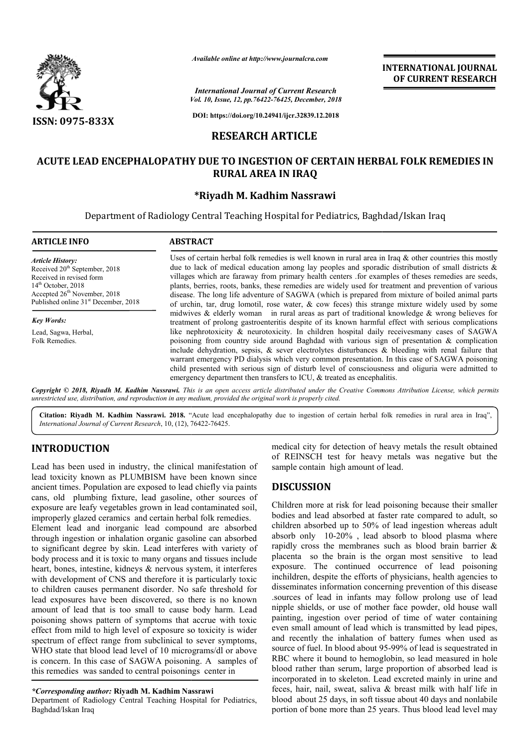*Available online at http://www.journalcra.com*

*International Journal of Current Research*
*Vol. 10, Issue, 12, pp.76422-76425, December, 2018*

**DOI: https://doi.org/10.24941/ijcr.32839.12.2018**

**INTERNATIONAL JOURNAL OF CURRENT RESEARCH**

**ISSN: 0975-833X**

## RESEARCH ARTICLE

# ACUTE LEAD ENCEPHALOPATHY DUE TO INGESTION OF CERTAIN HERBAL FOLK REMEDIES IN RURAL AREA IN IRAQ

**\*Riyadh M. Kadhim Nassrawi**

Department of Radiology Central Teaching Hospital for Pediatrics, Baghdad/Iskan Iraq

### ARTICLE INFO

*Article History:*
Received 20th September, 2018
Received in revised form
14th October, 2018
Accepted 26th November, 2018
Published online 31st December, 2018

*Key Words:*
Lead, Sagwa, Herbal, Folk Remedies.

### ABSTRACT

Uses of certain herbal folk remedies is well known in rural area in Iraq & other countries this mostly due to lack of medical education among lay peoples and sporadic distribution of small districts & villages which are faraway from primary health centers .for examples of theses remedies are seeds, plants, berries, roots, banks, these remedies are widely used for treatment and prevention of various disease. The long life adventure of SAGWA (which is prepared from mixture of boiled animal parts of urchin, tar, drug lomotil, rose water, & cow feces) this strange mixture widely used by some midwives & elderly woman in rural areas as part of traditional knowledge & wrong believes for treatment of prolong gastroenteritis despite of its known harmful effect with serious complications like nephrotoxicity & neurotoxicity. In children hospital daily receivesmany cases of SAGWA poisoning from country side around Baghdad with various sign of presentation & complication include dehydration, sepsis, & sever electrolytes disturbances & bleeding with renal failure that warrant emergency PD dialysis which very common presentation. In this case of SAGWA poisoning child presented with serious sign of disturb level of consciousness and oliguria were admitted to emergency department then transfers to ICU, & treated as encephalitis.

*Copyright © 2018, Riyadh M. Kadhim Nassrawi. This is an open access article distributed under the Creative Commons Attribution License, which permits unrestricted use, distribution, and reproduction in any medium, provided the original work is properly cited.*

**Citation: Riyadh M. Kadhim Nassrawi. 2018.** "Acute lead encephalopathy due to ingestion of certain herbal folk remedies in rural area in Iraq", *International Journal of Current Research*, 10, (12), 76422-76425.

## INTRODUCTION

Lead has been used in industry, the clinical manifestation of lead toxicity known as PLUMBISM have been known since ancient times. Population are exposed to lead chiefly via paints cans, old plumbing fixture, lead gasoline, other sources of exposure are leafy vegetables grown in lead contaminated soil, improperly glazed ceramics and certain herbal folk remedies.
Element lead and inorganic lead compound are absorbed through ingestion or inhalation organic gasoline can absorbed to significant degree by skin. Lead interferes with variety of body process and it is toxic to many organs and tissues include heart, bones, intestine, kidneys & nervous system, it interferes with development of CNS and therefore it is particularly toxic to children causes permanent disorder. No safe threshold for lead exposures have been discovered, so there is no known amount of lead that is too small to cause body harm. Lead poisoning shows pattern of symptoms that accrue with toxic effect from mild to high level of exposure so toxicity is wider spectrum of effect range from subclinical to sever symptoms, WHO state that blood lead level of 10 micrograms/dl or above is concern. In this case of SAGWA poisoning. A samples of this remedies was sanded to central poisonings center in medical city for detection of heavy metals the result obtained of REINSCH test for heavy metals was negative but the sample contain high amount of lead.

## DISCUSSION

Children more at risk for lead poisoning because their smaller bodies and lead absorbed at faster rate compared to adult, so children absorbed up to 50% of lead ingestion whereas adult absorb only 10-20% , lead absorb to blood plasma where rapidly cross the membranes such as blood brain barrier & placenta so the brain is the organ most sensitive to lead exposure. The continued occurrence of lead poisoning inchildren, despite the efforts of physicians, health agencies to disseminates information concerning prevention of this disease .sources of lead in infants may follow prolong use of lead nipple shields, or use of mother face powder, old house wall painting, ingestion over period of time of water containing even small amount of lead which is transmitted by lead pipes, and recently the inhalation of battery fumes when used as source of fuel. In blood about 95-99% of lead is sequestrated in RBC where it bound to hemoglobin, so lead measured in hole blood rather than serum, large proportion of absorbed lead is incorporated in to skeleton. Lead excreted mainly in urine and feces, hair, nail, sweat, saliva & breast milk with half life in blood about 25 days, in soft tissue about 40 days and nonlabile portion of bone more than 25 years. Thus blood lead level may

*\*Corresponding author:* **Riyadh M. Kadhim Nassrawi**
Department of Radiology Central Teaching Hospital for Pediatrics, Baghdad/Iskan Iraq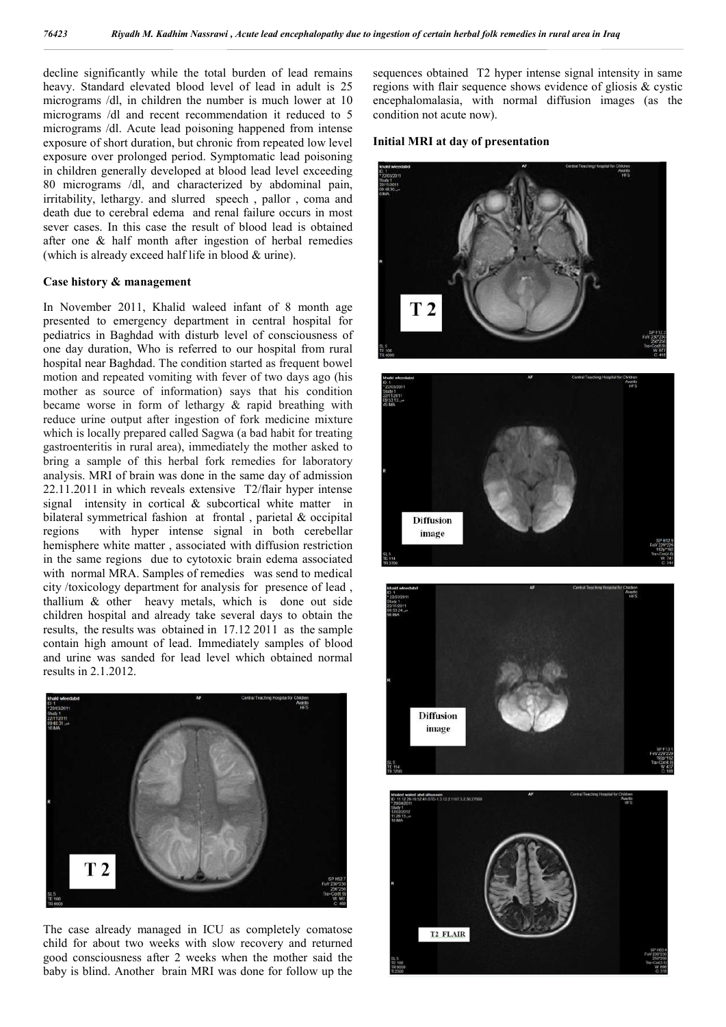decline significantly while the total burden of lead remains heavy. Standard elevated blood level of lead in adult is 25 micrograms /dl, in children the number is much lower at 10 micrograms /dl and recent recommendation it reduced to 5 micrograms /dl. Acute lead poisoning happened from intense exposure of short duration, but chronic from repeated low level exposure over prolonged period. Symptomatic lead poisoning in children generally developed at blood lead level exceeding 80 micrograms /dl, and characterized by abdominal pain, irritability, lethargy. and slurred speech , pallor , coma and death due to cerebral edema and renal failure occurs in most sever cases. In this case the result of blood lead is obtained after one & half month after ingestion of herbal remedies (which is already exceed half life in blood & urine).

### Case history & management

In November 2011, Khalid waleed infant of 8 month age presented to emergency department in central hospital for pediatrics in Baghdad with disturb level of consciousness of one day duration, Who is referred to our hospital from rural hospital near Baghdad. The condition started as frequent bowel motion and repeated vomiting with fever of two days ago (his mother as source of information) says that his condition became worse in form of lethargy & rapid breathing with reduce urine output after ingestion of fork medicine mixture which is locally prepared called Sagwa (a bad habit for treating gastroenteritis in rural area), immediately the mother asked to bring a sample of this herbal fork remedies for laboratory analysis. MRI of brain was done in the same day of admission 22.11.2011 in which reveals extensive T2/flair hyper intense signal intensity in cortical & subcortical white matter in bilateral symmetrical fashion at frontal , parietal & occipital regions with hyper intense signal in both cerebellar hemisphere white matter , associated with diffusion restriction in the same regions due to cytotoxic brain edema associated with normal MRA. Samples of remedies was send to medical city /toxicology department for analysis for presence of lead , thallium & other heavy metals, which is done out side children hospital and already take several days to obtain the results, the results was obtained in 17.12 2011 as the sample contain high amount of lead. Immediately samples of blood and urine was sanded for lead level which obtained normal results in 2.1.2012.

The case already managed in ICU as completely comatose child for about two weeks with slow recovery and returned good consciousness after 2 weeks when the mother said the baby is blind. Another brain MRI was done for follow up the sequences obtained T2 hyper intense signal intensity in same regions with flair sequence shows evidence of gliosis & cystic encephalomalasia, with normal diffusion images (as the condition not acute now).

### Initial MRI at day of presentation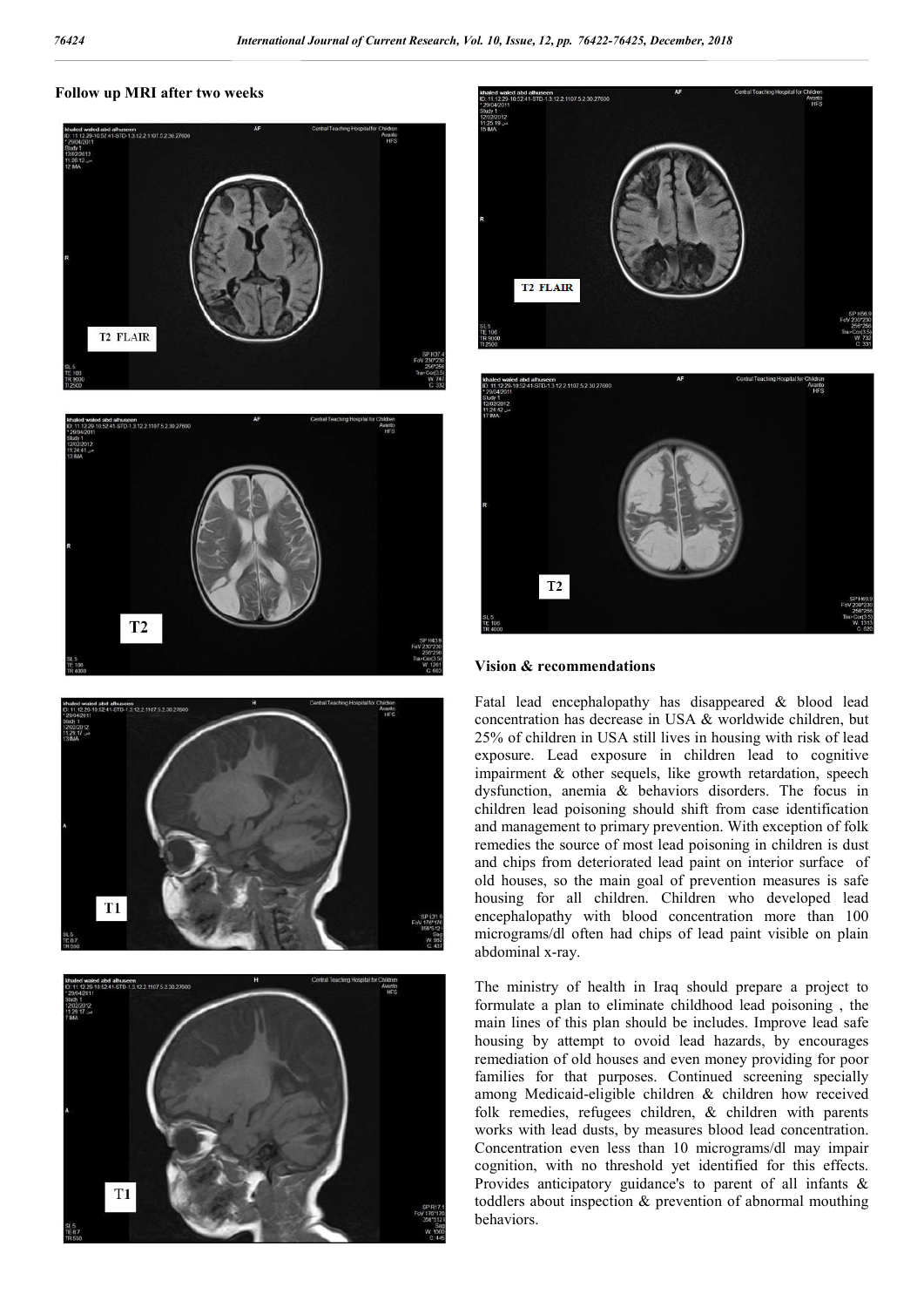## Follow up MRI after two weeks

T2 FLAIR

T2

T1

T1

T2 FLAIR

T2

## Vision & recommendations

Fatal lead encephalopathy has disappeared & blood lead concentration has decrease in USA & worldwide children, but 25% of children in USA still lives in housing with risk of lead exposure. Lead exposure in children lead to cognitive impairment & other sequels, like growth retardation, speech dysfunction, anemia & behaviors disorders. The focus in children lead poisoning should shift from case identification and management to primary prevention. With exception of folk remedies the source of most lead poisoning in children is dust and chips from deteriorated lead paint on interior surface of old houses, so the main goal of prevention measures is safe housing for all children. Children who developed lead encephalopathy with blood concentration more than 100 micrograms/dl often had chips of lead paint visible on plain abdominal x-ray.

The ministry of health in Iraq should prepare a project to formulate a plan to eliminate childhood lead poisoning , the main lines of this plan should be includes. Improve lead safe housing by attempt to ovoid lead hazards, by encourages remediation of old houses and even money providing for poor families for that purposes. Continued screening specially among Medicaid-eligible children & children how received folk remedies, refugees children, & children with parents works with lead dusts, by measures blood lead concentration. Concentration even less than 10 micrograms/dl may impair cognition, with no threshold yet identified for this effects. Provides anticipatory guidance's to parent of all infants & toddlers about inspection & prevention of abnormal mouthing behaviors.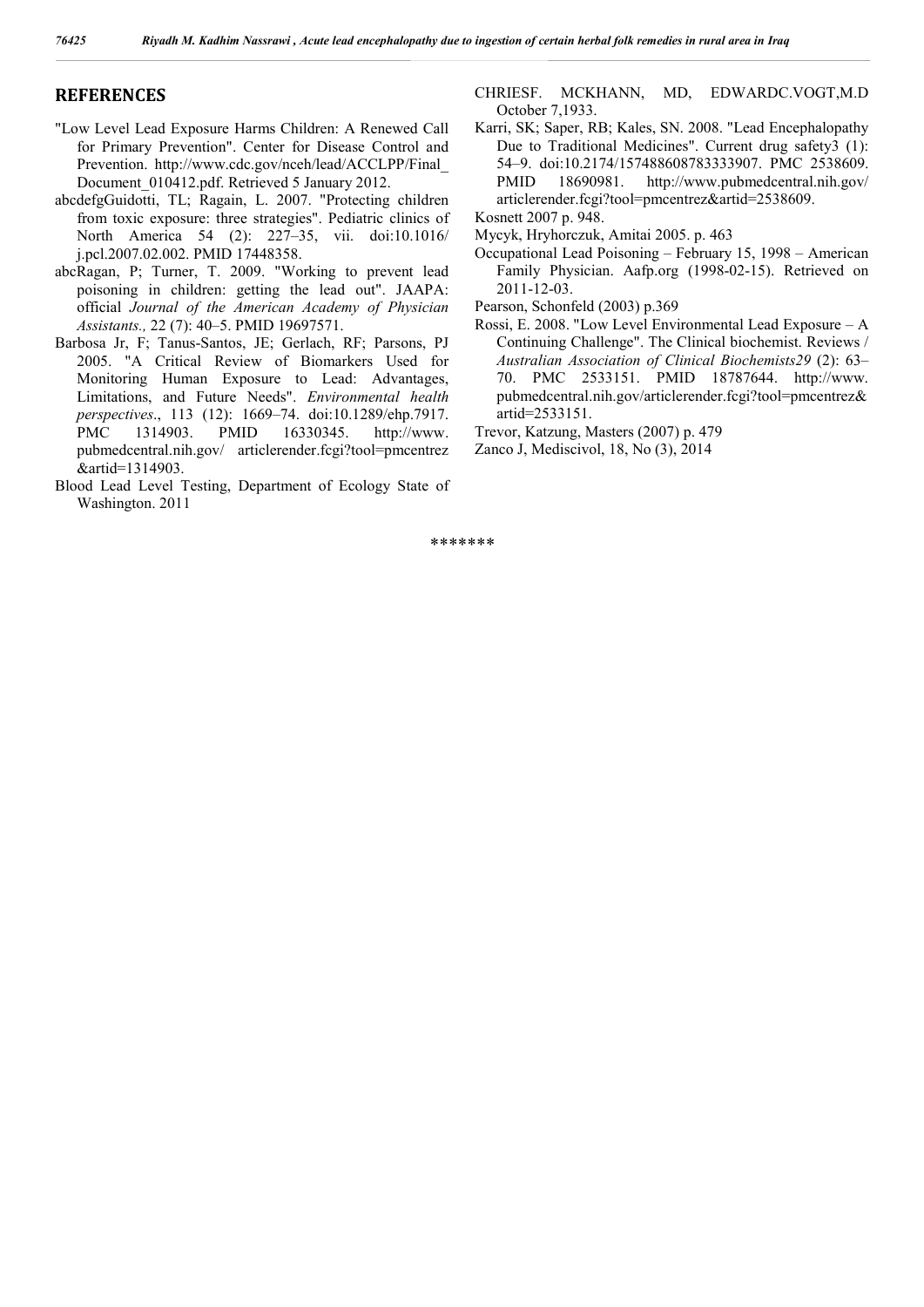## REFERENCES

"Low Level Lead Exposure Harms Children: A Renewed Call for Primary Prevention". Center for Disease Control and Prevention. http://www.cdc.gov/nceh/lead/ACCLPP/Final_Document_010412.pdf. Retrieved 5 January 2012.

abcdefgGuidotti, TL; Ragain, L. 2007. "Protecting children from toxic exposure: three strategies". Pediatric clinics of North America 54 (2): 227–35, vii. doi:10.1016/j.pcl.2007.02.002. PMID 17448358.

abcRagan, P; Turner, T. 2009. "Working to prevent lead poisoning in children: getting the lead out". JAAPA: official *Journal of the American Academy of Physician Assistants.,* 22 (7): 40–5. PMID 19697571.

Barbosa Jr, F; Tanus-Santos, JE; Gerlach, RF; Parsons, PJ 2005. "A Critical Review of Biomarkers Used for Monitoring Human Exposure to Lead: Advantages, Limitations, and Future Needs". *Environmental health perspectives*., 113 (12): 1669–74. doi:10.1289/ehp.7917. PMC 1314903. PMID 16330345. http://www.pubmedcentral.nih.gov/ articlerender.fcgi?tool=pmcentrez&artid=1314903.

Blood Lead Level Testing, Department of Ecology State of Washington. 2011

CHRIESF. MCKHANN, MD, EDWARDC.VOGT,M.D October 7,1933.

Karri, SK; Saper, RB; Kales, SN. 2008. "Lead Encephalopathy Due to Traditional Medicines". Current drug safety3 (1): 54–9. doi:10.2174/157488608783333907. PMC 2538609. PMID 18690981. http://www.pubmedcentral.nih.gov/articlerender.fcgi?tool=pmcentrez&artid=2538609.

Kosnett 2007 p. 948.

Mycyk, Hryhorczuk, Amitai 2005. p. 463

Occupational Lead Poisoning – February 15, 1998 – American Family Physician. Aafp.org (1998-02-15). Retrieved on 2011-12-03.

Pearson, Schonfeld (2003) p.369

Rossi, E. 2008. "Low Level Environmental Lead Exposure – A Continuing Challenge". The Clinical biochemist. Reviews / *Australian Association of Clinical Biochemists29* (2): 63–70. PMC 2533151. PMID 18787644. http://www.pubmedcentral.nih.gov/articlerender.fcgi?tool=pmcentrez&artid=2533151.

Trevor, Katzung, Masters (2007) p. 479

Zanco J, Mediscivol, 18, No (3), 2014

*******